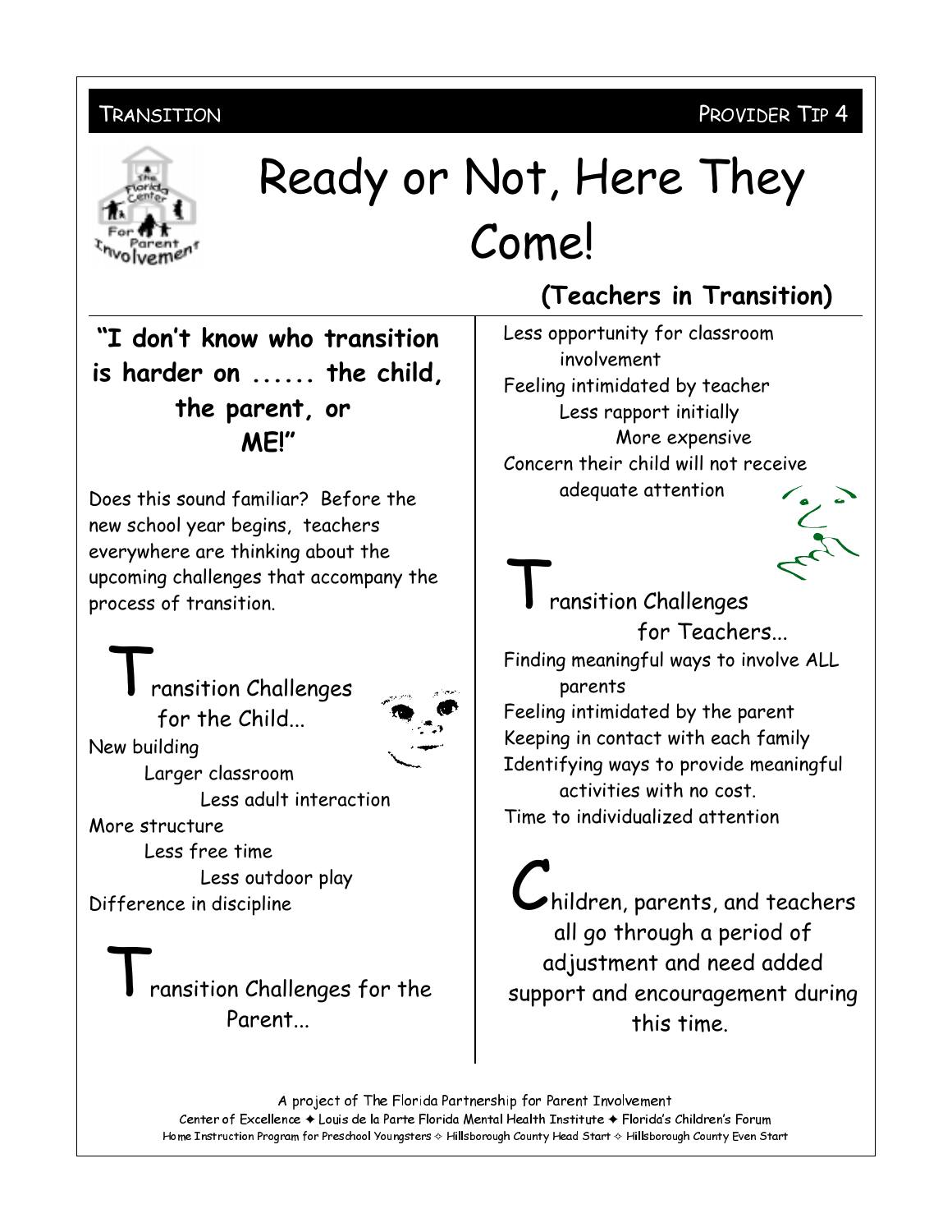TRANSITION — PROVIDER TIP 4

# Ready or Not, Here They Come!

## (Teachers in Transition)

**"I don't know who transition is harder on ...... the child, the parent, or ME!"**

Does this sound familiar? Before the new school year begins, teachers everywhere are thinking about the upcoming challenges that accompany the process of transition.

### Transition Challenges for the Child...

New building
Larger classroom
Less adult interaction
More structure
Less free time
Less outdoor play
Difference in discipline

### Transition Challenges for the Parent...

Less opportunity for classroom involvement
Feeling intimidated by teacher
Less rapport initially
More expensive
Concern their child will not receive adequate attention

### Transition Challenges for Teachers...

Finding meaningful ways to involve ALL parents
Feeling intimidated by the parent
Keeping in contact with each family
Identifying ways to provide meaningful activities with no cost.
Time to individualized attention

Children, parents, and teachers all go through a period of adjustment and need added support and encouragement during this time.

A project of The Florida Partnership for Parent Involvement
Center of Excellence ✦ Louis de la Parte Florida Mental Health Institute ✦ Florida's Children's Forum
Home Instruction Program for Preschool Youngsters ✧ Hillsborough County Head Start ✧ Hillsborough County Even Start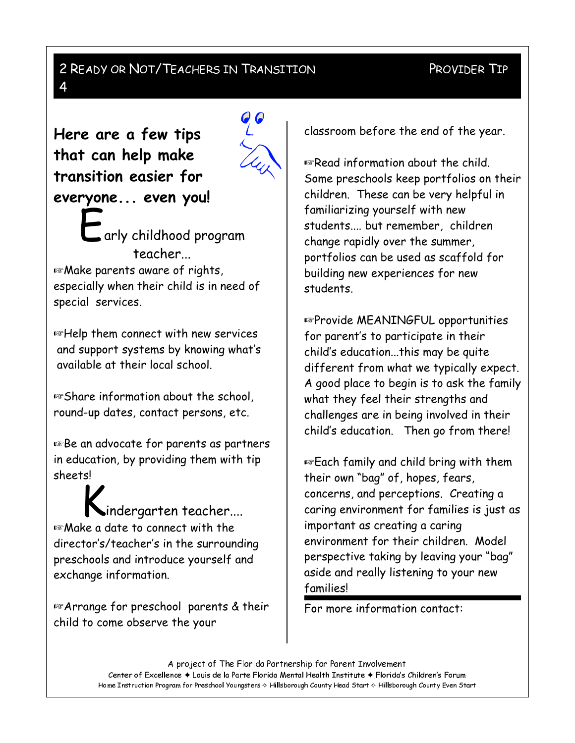## Here are a few tips that can help make transition easier for everyone... even you!

### Early childhood program teacher...

☞Make parents aware of rights, especially when their child is in need of special services.

☞Help them connect with new services and support systems by knowing what's available at their local school.

☞Share information about the school, round-up dates, contact persons, etc.

☞Be an advocate for parents as partners in education, by providing them with tip sheets!

### Kindergarten teacher....

☞Make a date to connect with the director's/teacher's in the surrounding preschools and introduce yourself and exchange information.

☞Arrange for preschool parents & their child to come observe the your classroom before the end of the year.

☞Read information about the child. Some preschools keep portfolios on their children. These can be very helpful in familiarizing yourself with new students.... but remember, children change rapidly over the summer, portfolios can be used as scaffold for building new experiences for new students.

☞Provide MEANINGFUL opportunities for parent's to participate in their child's education...this may be quite different from what we typically expect. A good place to begin is to ask the family what they feel their strengths and challenges are in being involved in their child's education. Then go from there!

☞Each family and child bring with them their own "bag" of, hopes, fears, concerns, and perceptions. Creating a caring environment for families is just as important as creating a caring environment for their children. Model perspective taking by leaving your "bag" aside and really listening to your new families!

For more information contact:

A project of The Florida Partnership for Parent Involvement
Center of Excellence ✦ Louis de la Parte Florida Mental Health Institute ✦ Florida's Children's Forum
Home Instruction Program for Preschool Youngsters ✧ Hillsborough County Head Start ✧ Hillsborough County Even Start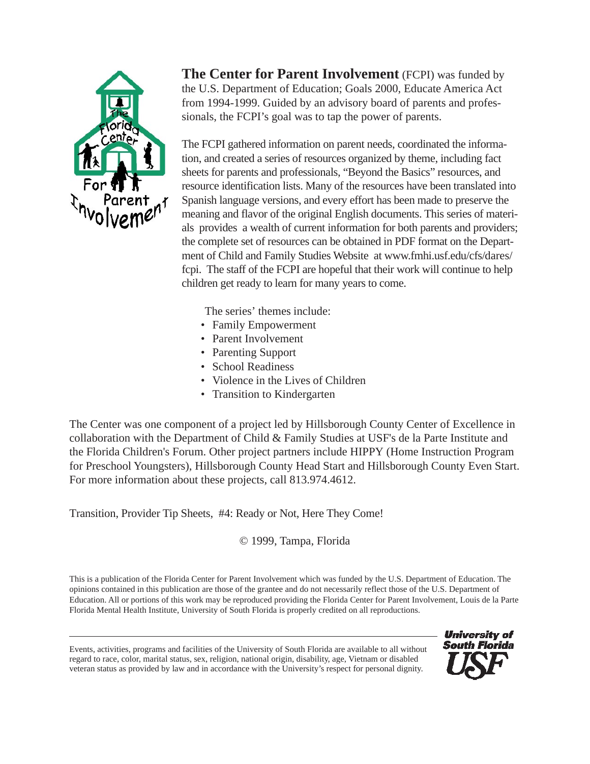**The Center for Parent Involvement** (FCPI) was funded by the U.S. Department of Education; Goals 2000, Educate America Act from 1994-1999. Guided by an advisory board of parents and professionals, the FCPI's goal was to tap the power of parents.

The FCPI gathered information on parent needs, coordinated the information, and created a series of resources organized by theme, including fact sheets for parents and professionals, "Beyond the Basics" resources, and resource identification lists. Many of the resources have been translated into Spanish language versions, and every effort has been made to preserve the meaning and flavor of the original English documents. This series of materials provides a wealth of current information for both parents and providers; the complete set of resources can be obtained in PDF format on the Department of Child and Family Studies Website at www.fmhi.usf.edu/cfs/dares/fcpi. The staff of the FCPI are hopeful that their work will continue to help children get ready to learn for many years to come.

The series' themes include:

- Family Empowerment
- Parent Involvement
- Parenting Support
- School Readiness
- Violence in the Lives of Children
- Transition to Kindergarten

The Center was one component of a project led by Hillsborough County Center of Excellence in collaboration with the Department of Child & Family Studies at USF's de la Parte Institute and the Florida Children's Forum. Other project partners include HIPPY (Home Instruction Program for Preschool Youngsters), Hillsborough County Head Start and Hillsborough County Even Start. For more information about these projects, call 813.974.4612.

Transition, Provider Tip Sheets, #4: Ready or Not, Here They Come!

© 1999, Tampa, Florida

This is a publication of the Florida Center for Parent Involvement which was funded by the U.S. Department of Education. The opinions contained in this publication are those of the grantee and do not necessarily reflect those of the U.S. Department of Education. All or portions of this work may be reproduced providing the Florida Center for Parent Involvement, Louis de la Parte Florida Mental Health Institute, University of South Florida is properly credited on all reproductions.

---

Events, activities, programs and facilities of the University of South Florida are available to all without regard to race, color, marital status, sex, religion, national origin, disability, age, Vietnam or disabled veteran status as provided by law and in accordance with the University's respect for personal dignity.

University of South Florida
USF